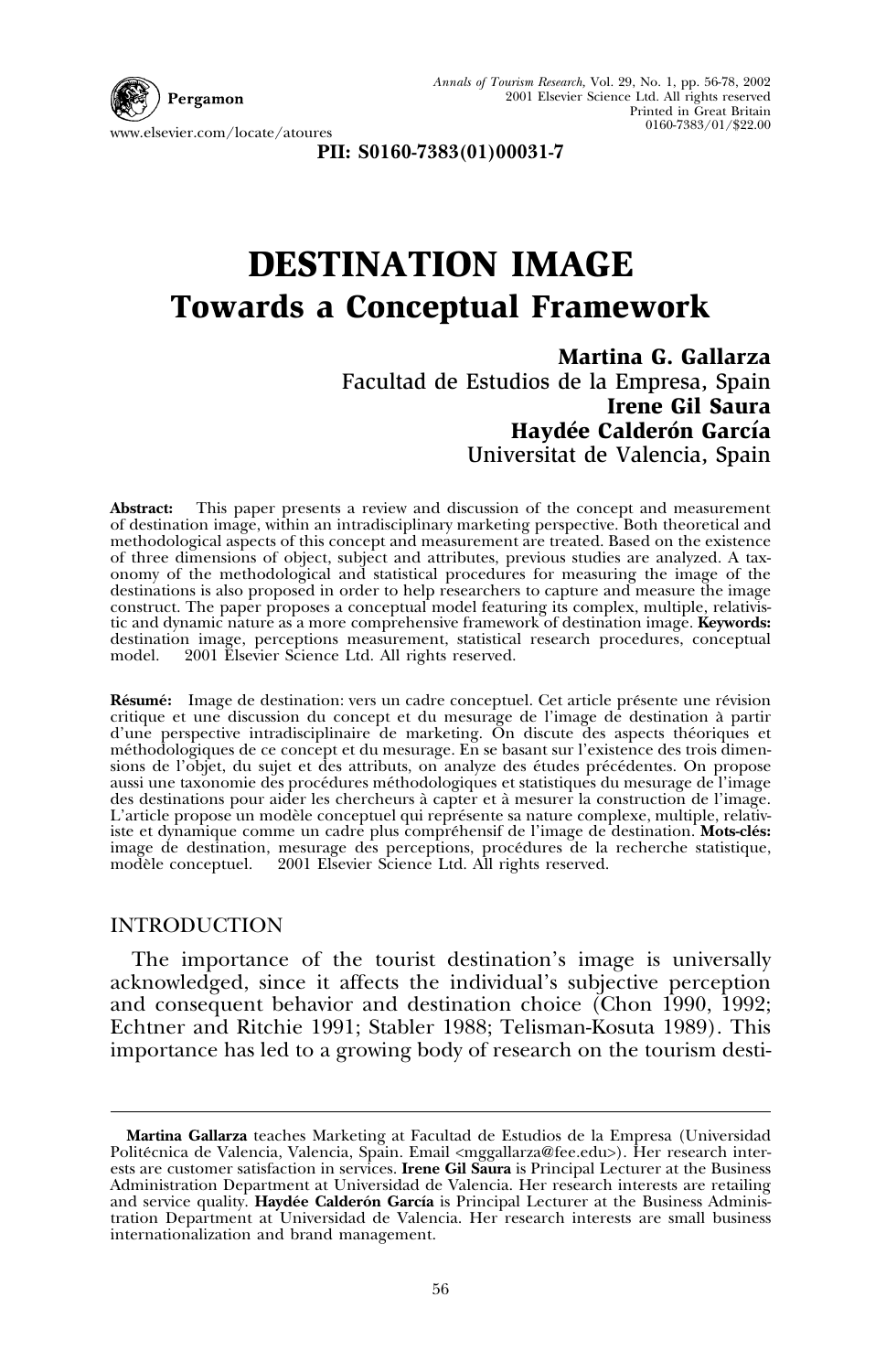www.elsevier.com/locate/atoures

PII: S0160-7383(01)00031-7

# DESTINATION IMAGE
## Towards a Conceptual Framework

**Martina G. Gallarza**
Facultad de Estudios de la Empresa, Spain
**Irene Gil Saura**
**Haydée Calderón García**
Universitat de Valencia, Spain

**Abstract:** This paper presents a review and discussion of the concept and measurement of destination image, within an intradisciplinary marketing perspective. Both theoretical and methodological aspects of this concept and measurement are treated. Based on the existence of three dimensions of object, subject and attributes, previous studies are analyzed. A taxonomy of the methodological and statistical procedures for measuring the image of the destinations is also proposed in order to help researchers to capture and measure the image construct. The paper proposes a conceptual model featuring its complex, multiple, relativistic and dynamic nature as a more comprehensive framework of destination image. **Keywords:** destination image, perceptions measurement, statistical research procedures, conceptual model. © 2001 Elsevier Science Ltd. All rights reserved.

**Résumé:** Image de destination: vers un cadre conceptuel. Cet article présente une révision critique et une discussion du concept et du mesurage de l'image de destination à partir d'une perspective intradisciplinaire de marketing. On discute des aspects théoriques et méthodologiques de ce concept et du mesurage. En se basant sur l'existence des trois dimensions de l'objet, du sujet et des attributs, on analyze des études précédentes. On propose aussi une taxonomie des procédures méthodologiques et statistiques du mesurage de l'image des destinations pour aider les chercheurs à capter et à mesurer la construction de l'image. L'article propose un modèle conceptuel qui représente sa nature complexe, multiple, relativiste et dynamique comme un cadre plus compréhensif de l'image de destination. **Mots-clés:** image de destination, mesurage des perceptions, procédures de la recherche statistique, modèle conceptuel. © 2001 Elsevier Science Ltd. All rights reserved.

## INTRODUCTION

The importance of the tourist destination's image is universally acknowledged, since it affects the individual's subjective perception and consequent behavior and destination choice (Chon 1990, 1992; Echtner and Ritchie 1991; Stabler 1988; Telisman-Kosuta 1989). This importance has led to a growing body of research on the tourism desti-

---

**Martina Gallarza** teaches Marketing at Facultad de Estudios de la Empresa (Universidad Politécnica de Valencia, Valencia, Spain. Email <mggallarza@fee.edu>). Her research interests are customer satisfaction in services. **Irene Gil Saura** is Principal Lecturer at the Business Administration Department at Universidad de Valencia. Her research interests are retailing and service quality. **Haydée Calderón García** is Principal Lecturer at the Business Administration Department at Universidad de Valencia. Her research interests are small business internationalization and brand management.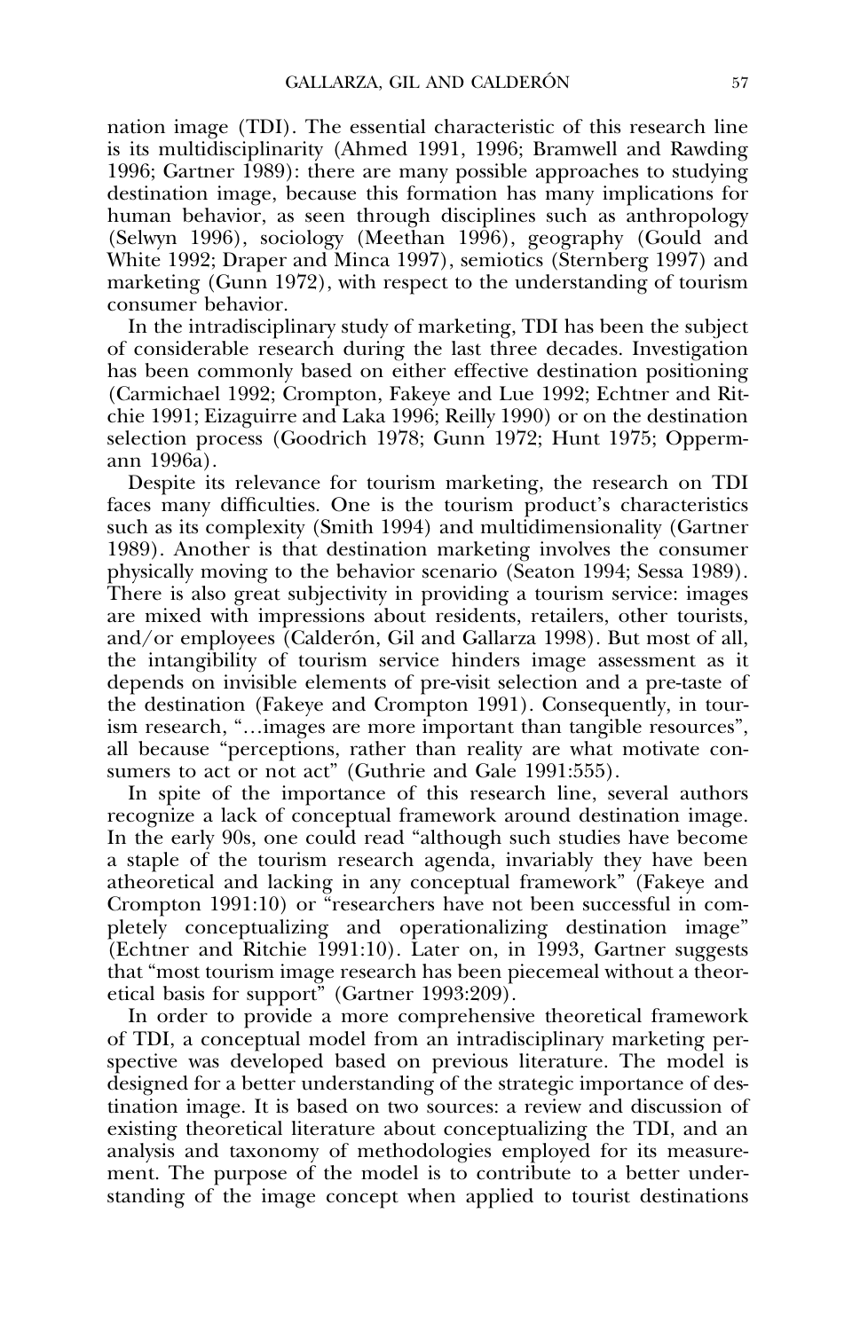nation image (TDI). The essential characteristic of this research line is its multidisciplinarity (Ahmed 1991, 1996; Bramwell and Rawding 1996; Gartner 1989): there are many possible approaches to studying destination image, because this formation has many implications for human behavior, as seen through disciplines such as anthropology (Selwyn 1996), sociology (Meethan 1996), geography (Gould and White 1992; Draper and Minca 1997), semiotics (Sternberg 1997) and marketing (Gunn 1972), with respect to the understanding of tourism consumer behavior.

In the intradisciplinary study of marketing, TDI has been the subject of considerable research during the last three decades. Investigation has been commonly based on either effective destination positioning (Carmichael 1992; Crompton, Fakeye and Lue 1992; Echtner and Ritchie 1991; Eizaguirre and Laka 1996; Reilly 1990) or on the destination selection process (Goodrich 1978; Gunn 1972; Hunt 1975; Oppermann 1996a).

Despite its relevance for tourism marketing, the research on TDI faces many difficulties. One is the tourism product's characteristics such as its complexity (Smith 1994) and multidimensionality (Gartner 1989). Another is that destination marketing involves the consumer physically moving to the behavior scenario (Seaton 1994; Sessa 1989). There is also great subjectivity in providing a tourism service: images are mixed with impressions about residents, retailers, other tourists, and/or employees (Calderón, Gil and Gallarza 1998). But most of all, the intangibility of tourism service hinders image assessment as it depends on invisible elements of pre-visit selection and a pre-taste of the destination (Fakeye and Crompton 1991). Consequently, in tourism research, "…images are more important than tangible resources", all because "perceptions, rather than reality are what motivate consumers to act or not act" (Guthrie and Gale 1991:555).

In spite of the importance of this research line, several authors recognize a lack of conceptual framework around destination image. In the early 90s, one could read "although such studies have become a staple of the tourism research agenda, invariably they have been atheoretical and lacking in any conceptual framework" (Fakeye and Crompton 1991:10) or "researchers have not been successful in completely conceptualizing and operationalizing destination image" (Echtner and Ritchie 1991:10). Later on, in 1993, Gartner suggests that "most tourism image research has been piecemeal without a theoretical basis for support" (Gartner 1993:209).

In order to provide a more comprehensive theoretical framework of TDI, a conceptual model from an intradisciplinary marketing perspective was developed based on previous literature. The model is designed for a better understanding of the strategic importance of destination image. It is based on two sources: a review and discussion of existing theoretical literature about conceptualizing the TDI, and an analysis and taxonomy of methodologies employed for its measurement. The purpose of the model is to contribute to a better understanding of the image concept when applied to tourist destinations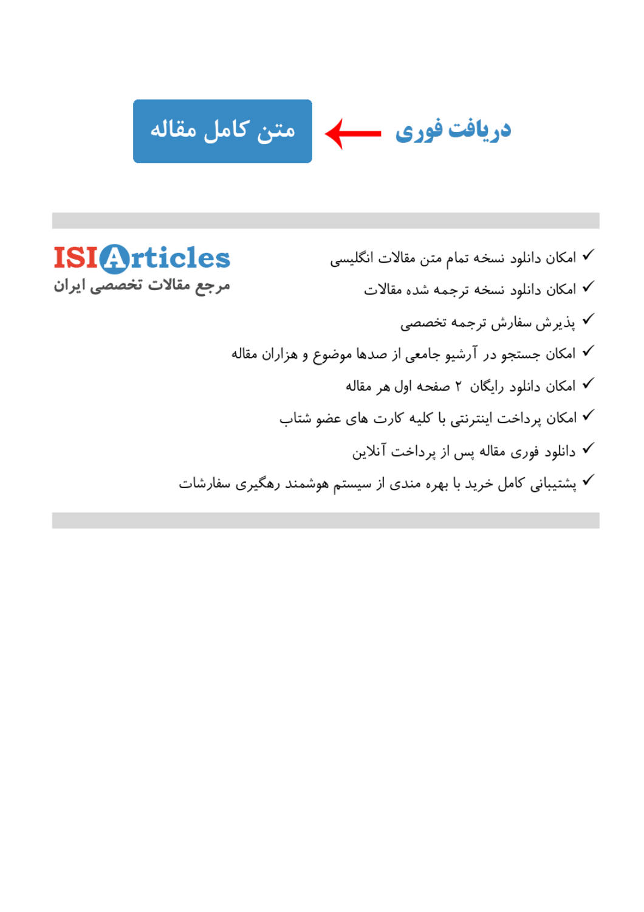دریافت فوری ← متن کامل مقاله

ISIArticles
مرجع مقالات تخصصی ایران

- ✓ امکان دانلود نسخه تمام متن مقالات انگلیسی
- ✓ امکان دانلود نسخه ترجمه شده مقالات
- ✓ پذیرش سفارش ترجمه تخصصی
- ✓ امکان جستجو در آرشیو جامعی از صدها موضوع و هزاران مقاله
- ✓ امکان دانلود رایگان ۲ صفحه اول هر مقاله
- ✓ امکان پرداخت اینترنتی با کلیه کارت های عضو شتاب
- ✓ دانلود فوری مقاله پس از پرداخت آنلاین
- ✓ پشتیبانی کامل خرید با بهره مندی از سیستم هوشمند رهگیری سفارشات